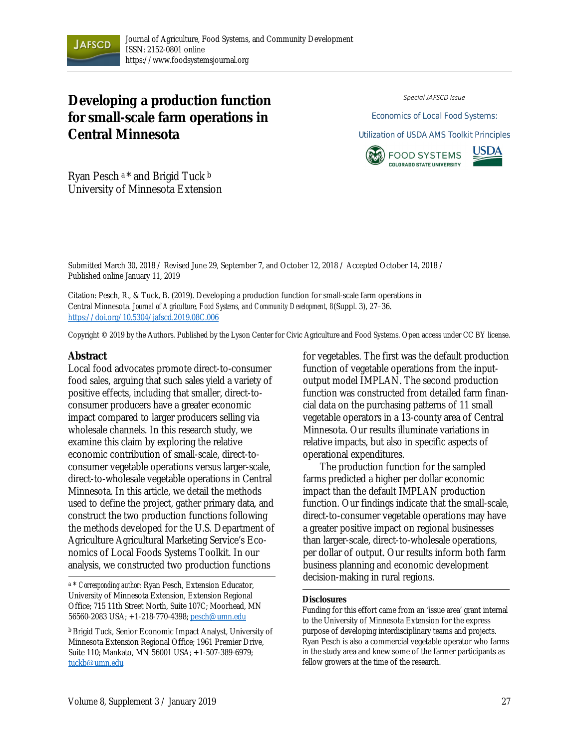# Developing a production function for small-scale farm operations in Central Minnesota

*Special JAFSCD Issue*

Economics of Local Food Systems: Utilization of USDA AMS Toolkit Principles

Ryan Pesch [a] * and Brigid Tuck [b]
University of Minnesota Extension

Submitted March 30, 2018 / Revised June 29, September 7, and October 12, 2018 / Accepted October 14, 2018 / Published online January 11, 2019

Citation: Pesch, R., & Tuck, B. (2019). Developing a production function for small-scale farm operations in Central Minnesota. *Journal of Agriculture, Food Systems, and Community Development, 8*(Suppl. 3), 27–36. https://doi.org/10.5304/jafscd.2019.08C.006

Copyright © 2019 by the Authors. Published by the Lyson Center for Civic Agriculture and Food Systems. Open access under CC BY license.

## Abstract

Local food advocates promote direct-to-consumer food sales, arguing that such sales yield a variety of positive effects, including that smaller, direct-to-consumer producers have a greater economic impact compared to larger producers selling via wholesale channels. In this research study, we examine this claim by exploring the relative economic contribution of small-scale, direct-to-consumer vegetable operations versus larger-scale, direct-to-wholesale vegetable operations in Central Minnesota. In this article, we detail the methods used to define the project, gather primary data, and construct the two production functions following the methods developed for the U.S. Department of Agriculture Agricultural Marketing Service's Economics of Local Foods Systems Toolkit. In our analysis, we constructed two production functions for vegetables. The first was the default production function of vegetable operations from the input-output model IMPLAN. The second production function was constructed from detailed farm financial data on the purchasing patterns of 11 small vegetable operators in a 13-county area of Central Minnesota. Our results illuminate variations in relative impacts, but also in specific aspects of operational expenditures.

The production function for the sampled farms predicted a higher per dollar economic impact than the default IMPLAN production function. Our findings indicate that the small-scale, direct-to-consumer vegetable operations may have a greater positive impact on regional businesses than larger-scale, direct-to-wholesale operations, per dollar of output. Our results inform both farm business planning and economic development decision-making in rural regions.

[a] * *Corresponding author:* Ryan Pesch, Extension Educator, University of Minnesota Extension, Extension Regional Office; 715 11th Street North, Suite 107C; Moorhead, MN 56560-2083 USA; +1-218-770-4398; pesch@umn.edu

[b] Brigid Tuck, Senior Economic Impact Analyst, University of Minnesota Extension Regional Office; 1961 Premier Drive, Suite 110; Mankato, MN 56001 USA; +1-507-389-6979; tuckb@umn.edu

**Disclosures**

Funding for this effort came from an 'issue area' grant internal to the University of Minnesota Extension for the express purpose of developing interdisciplinary teams and projects. Ryan Pesch is also a commercial vegetable operator who farms in the study area and knew some of the farmer participants as fellow growers at the time of the research.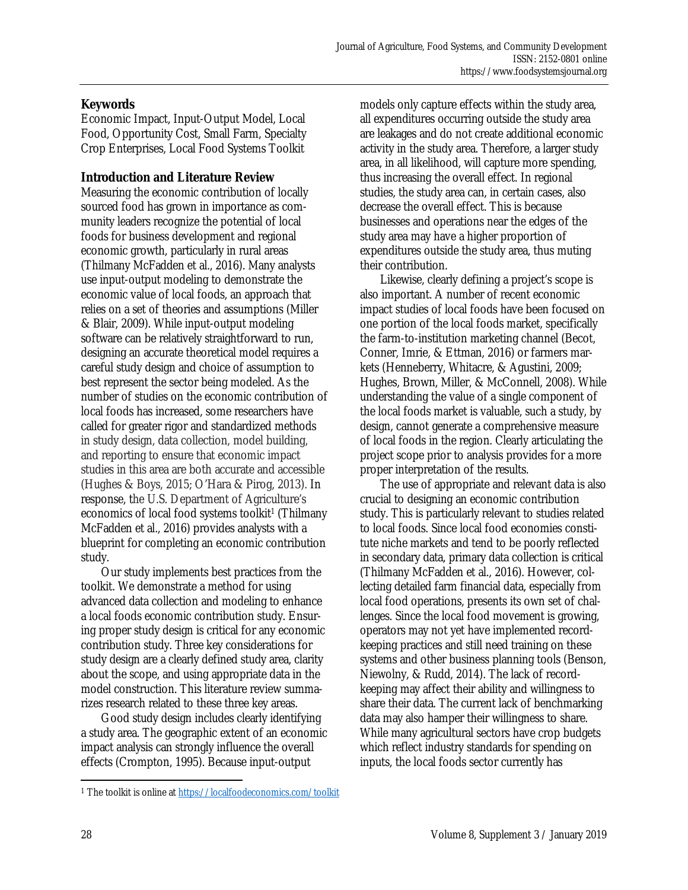## Keywords

Economic Impact, Input-Output Model, Local Food, Opportunity Cost, Small Farm, Specialty Crop Enterprises, Local Food Systems Toolkit

## Introduction and Literature Review

Measuring the economic contribution of locally sourced food has grown in importance as community leaders recognize the potential of local foods for business development and regional economic growth, particularly in rural areas (Thilmany McFadden et al., 2016). Many analysts use input-output modeling to demonstrate the economic value of local foods, an approach that relies on a set of theories and assumptions (Miller & Blair, 2009). While input-output modeling software can be relatively straightforward to run, designing an accurate theoretical model requires a careful study design and choice of assumption to best represent the sector being modeled. As the number of studies on the economic contribution of local foods has increased, some researchers have called for greater rigor and standardized methods in study design, data collection, model building, and reporting to ensure that economic impact studies in this area are both accurate and accessible (Hughes & Boys, 2015; O'Hara & Pirog, 2013). In response, the U.S. Department of Agriculture's economics of local food systems toolkit[1] (Thilmany McFadden et al., 2016) provides analysts with a blueprint for completing an economic contribution study.

Our study implements best practices from the toolkit. We demonstrate a method for using advanced data collection and modeling to enhance a local foods economic contribution study. Ensuring proper study design is critical for any economic contribution study. Three key considerations for study design are a clearly defined study area, clarity about the scope, and using appropriate data in the model construction. This literature review summarizes research related to these three key areas.

Good study design includes clearly identifying a study area. The geographic extent of an economic impact analysis can strongly influence the overall effects (Crompton, 1995). Because input-output models only capture effects within the study area, all expenditures occurring outside the study area are leakages and do not create additional economic activity in the study area. Therefore, a larger study area, in all likelihood, will capture more spending, thus increasing the overall effect. In regional studies, the study area can, in certain cases, also decrease the overall effect. This is because businesses and operations near the edges of the study area may have a higher proportion of expenditures outside the study area, thus muting their contribution.

Likewise, clearly defining a project's scope is also important. A number of recent economic impact studies of local foods have been focused on one portion of the local foods market, specifically the farm-to-institution marketing channel (Becot, Conner, Imrie, & Ettman, 2016) or farmers markets (Henneberry, Whitacre, & Agustini, 2009; Hughes, Brown, Miller, & McConnell, 2008). While understanding the value of a single component of the local foods market is valuable, such a study, by design, cannot generate a comprehensive measure of local foods in the region. Clearly articulating the project scope prior to analysis provides for a more proper interpretation of the results.

The use of appropriate and relevant data is also crucial to designing an economic contribution study. This is particularly relevant to studies related to local foods. Since local food economies constitute niche markets and tend to be poorly reflected in secondary data, primary data collection is critical (Thilmany McFadden et al., 2016). However, collecting detailed farm financial data, especially from local food operations, presents its own set of challenges. Since the local food movement is growing, operators may not yet have implemented record-keeping practices and still need training on these systems and other business planning tools (Benson, Niewolny, & Rudd, 2014). The lack of record-keeping may affect their ability and willingness to share their data. The current lack of benchmarking data may also hamper their willingness to share. While many agricultural sectors have crop budgets which reflect industry standards for spending on inputs, the local foods sector currently has

[1] The toolkit is online at https://localfoodeconomics.com/toolkit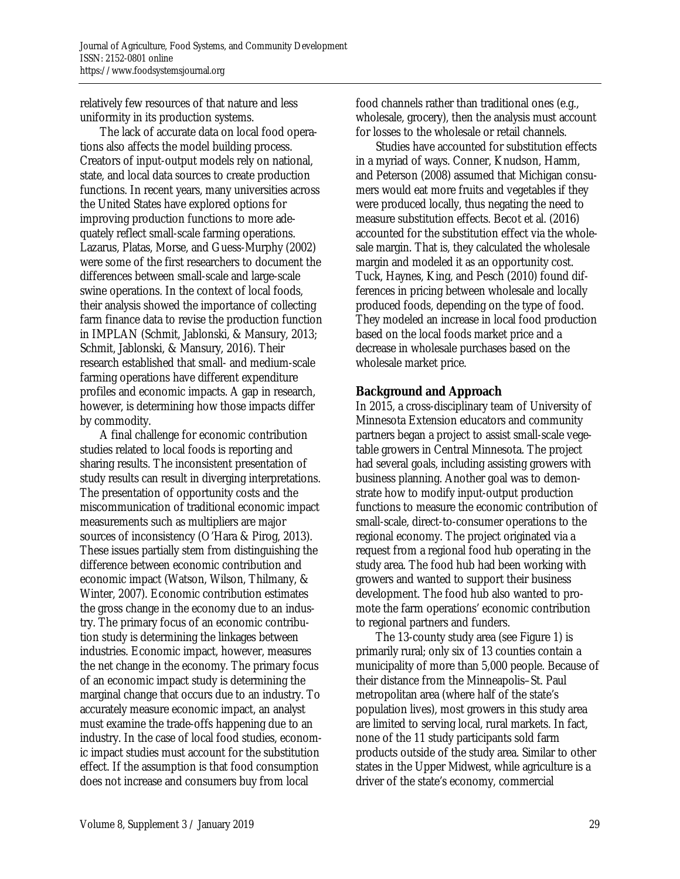relatively few resources of that nature and less uniformity in its production systems.

The lack of accurate data on local food operations also affects the model building process. Creators of input-output models rely on national, state, and local data sources to create production functions. In recent years, many universities across the United States have explored options for improving production functions to more adequately reflect small-scale farming operations. Lazarus, Platas, Morse, and Guess-Murphy (2002) were some of the first researchers to document the differences between small-scale and large-scale swine operations. In the context of local foods, their analysis showed the importance of collecting farm finance data to revise the production function in IMPLAN (Schmit, Jablonski, & Mansury, 2013; Schmit, Jablonski, & Mansury, 2016). Their research established that small- and medium-scale farming operations have different expenditure profiles and economic impacts. A gap in research, however, is determining how those impacts differ by commodity.

A final challenge for economic contribution studies related to local foods is reporting and sharing results. The inconsistent presentation of study results can result in diverging interpretations. The presentation of opportunity costs and the miscommunication of traditional economic impact measurements such as multipliers are major sources of inconsistency (O'Hara & Pirog, 2013). These issues partially stem from distinguishing the difference between economic contribution and economic impact (Watson, Wilson, Thilmany, & Winter, 2007). Economic contribution estimates the gross change in the economy due to an industry. The primary focus of an economic contribution study is determining the linkages between industries. Economic impact, however, measures the net change in the economy. The primary focus of an economic impact study is determining the marginal change that occurs due to an industry. To accurately measure economic impact, an analyst must examine the trade-offs happening due to an industry. In the case of local food studies, economic impact studies must account for the substitution effect. If the assumption is that food consumption does not increase and consumers buy from local food channels rather than traditional ones (e.g., wholesale, grocery), then the analysis must account for losses to the wholesale or retail channels.

Studies have accounted for substitution effects in a myriad of ways. Conner, Knudson, Hamm, and Peterson (2008) assumed that Michigan consumers would eat more fruits and vegetables if they were produced locally, thus negating the need to measure substitution effects. Becot et al. (2016) accounted for the substitution effect via the wholesale margin. That is, they calculated the wholesale margin and modeled it as an opportunity cost. Tuck, Haynes, King, and Pesch (2010) found differences in pricing between wholesale and locally produced foods, depending on the type of food. They modeled an increase in local food production based on the local foods market price and a decrease in wholesale purchases based on the wholesale market price.

## Background and Approach

In 2015, a cross-disciplinary team of University of Minnesota Extension educators and community partners began a project to assist small-scale vegetable growers in Central Minnesota. The project had several goals, including assisting growers with business planning. Another goal was to demonstrate how to modify input-output production functions to measure the economic contribution of small-scale, direct-to-consumer operations to the regional economy. The project originated via a request from a regional food hub operating in the study area. The food hub had been working with growers and wanted to support their business development. The food hub also wanted to promote the farm operations' economic contribution to regional partners and funders.

The 13-county study area (see Figure 1) is primarily rural; only six of 13 counties contain a municipality of more than 5,000 people. Because of their distance from the Minneapolis–St. Paul metropolitan area (where half of the state's population lives), most growers in this study area are limited to serving local, rural markets. In fact, none of the 11 study participants sold farm products outside of the study area. Similar to other states in the Upper Midwest, while agriculture is a driver of the state's economy, commercial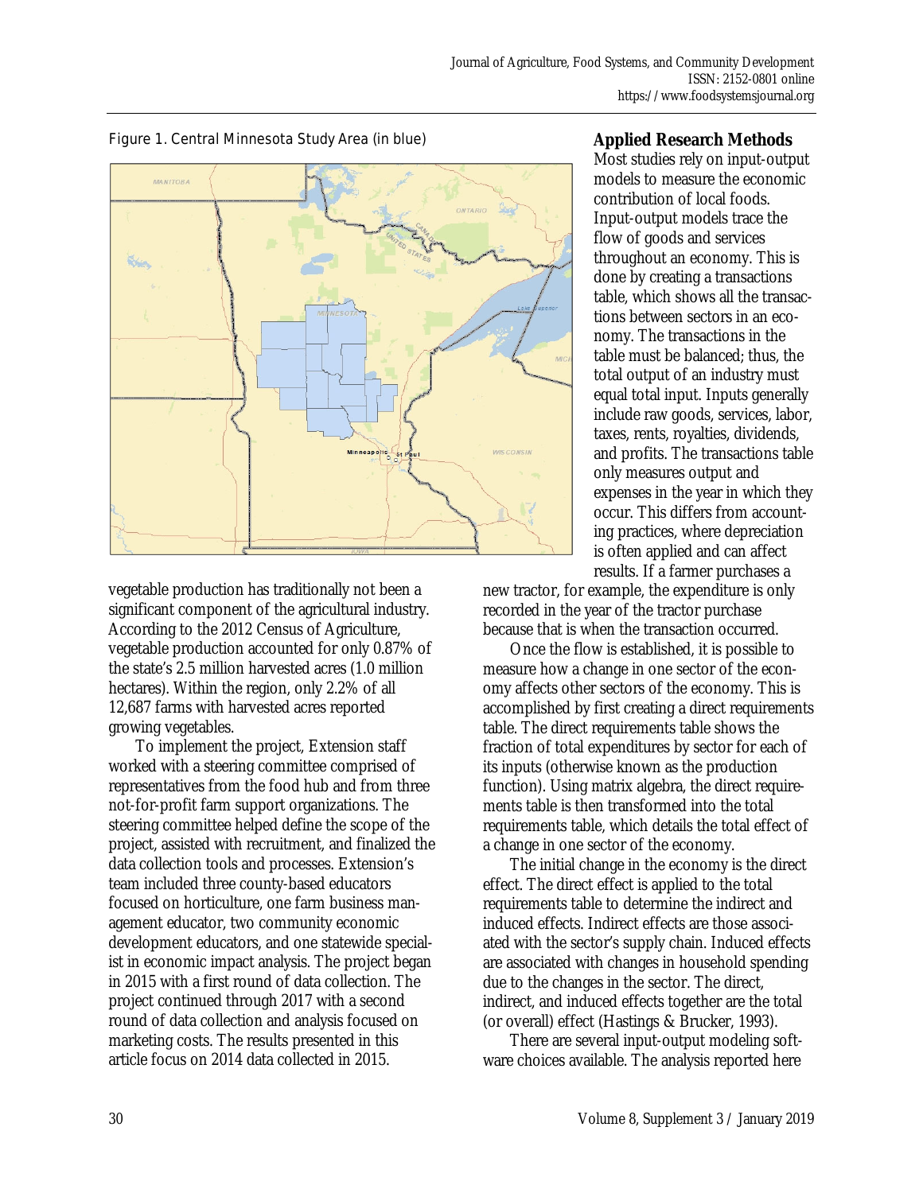Figure 1. Central Minnesota Study Area (in blue)

vegetable production has traditionally not been a significant component of the agricultural industry. According to the 2012 Census of Agriculture, vegetable production accounted for only 0.87% of the state's 2.5 million harvested acres (1.0 million hectares). Within the region, only 2.2% of all 12,687 farms with harvested acres reported growing vegetables.

To implement the project, Extension staff worked with a steering committee comprised of representatives from the food hub and from three not-for-profit farm support organizations. The steering committee helped define the scope of the project, assisted with recruitment, and finalized the data collection tools and processes. Extension's team included three county-based educators focused on horticulture, one farm business management educator, two community economic development educators, and one statewide specialist in economic impact analysis. The project began in 2015 with a first round of data collection. The project continued through 2017 with a second round of data collection and analysis focused on marketing costs. The results presented in this article focus on 2014 data collected in 2015.

## Applied Research Methods

Most studies rely on input-output models to measure the economic contribution of local foods. Input-output models trace the flow of goods and services throughout an economy. This is done by creating a transactions table, which shows all the transactions between sectors in an economy. The transactions in the table must be balanced; thus, the total output of an industry must equal total input. Inputs generally include raw goods, services, labor, taxes, rents, royalties, dividends, and profits. The transactions table only measures output and expenses in the year in which they occur. This differs from accounting practices, where depreciation is often applied and can affect results. If a farmer purchases a new tractor, for example, the expenditure is only recorded in the year of the tractor purchase because that is when the transaction occurred.

Once the flow is established, it is possible to measure how a change in one sector of the economy affects other sectors of the economy. This is accomplished by first creating a direct requirements table. The direct requirements table shows the fraction of total expenditures by sector for each of its inputs (otherwise known as the production function). Using matrix algebra, the direct requirements table is then transformed into the total requirements table, which details the total effect of a change in one sector of the economy.

The initial change in the economy is the direct effect. The direct effect is applied to the total requirements table to determine the indirect and induced effects. Indirect effects are those associated with the sector's supply chain. Induced effects are associated with changes in household spending due to the changes in the sector. The direct, indirect, and induced effects together are the total (or overall) effect (Hastings & Brucker, 1993).

There are several input-output modeling software choices available. The analysis reported here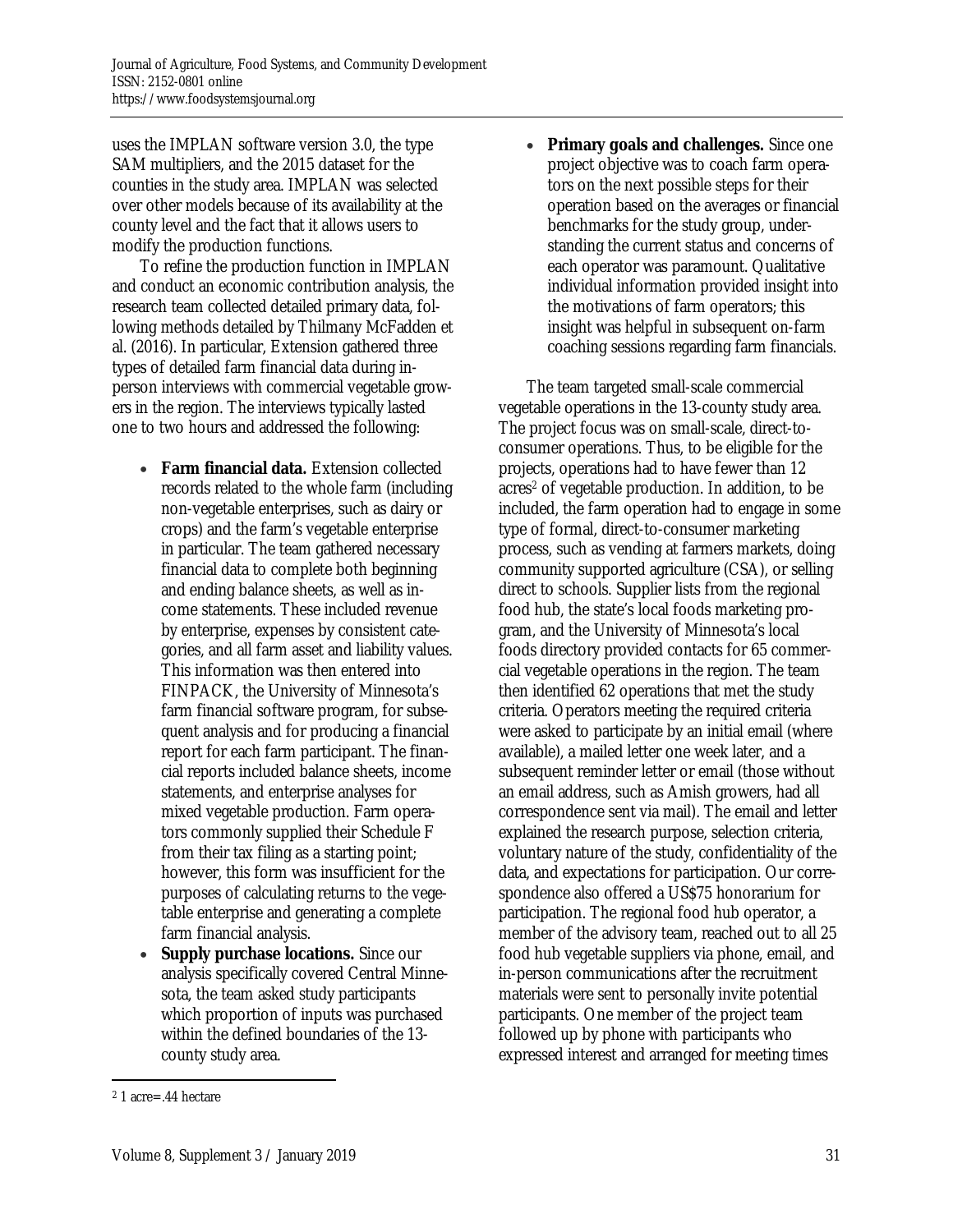uses the IMPLAN software version 3.0, the type SAM multipliers, and the 2015 dataset for the counties in the study area. IMPLAN was selected over other models because of its availability at the county level and the fact that it allows users to modify the production functions.

To refine the production function in IMPLAN and conduct an economic contribution analysis, the research team collected detailed primary data, following methods detailed by Thilmany McFadden et al. (2016). In particular, Extension gathered three types of detailed farm financial data during in-person interviews with commercial vegetable growers in the region. The interviews typically lasted one to two hours and addressed the following:

- **Farm financial data.** Extension collected records related to the whole farm (including non-vegetable enterprises, such as dairy or crops) and the farm's vegetable enterprise in particular. The team gathered necessary financial data to complete both beginning and ending balance sheets, as well as income statements. These included revenue by enterprise, expenses by consistent categories, and all farm asset and liability values. This information was then entered into FINPACK, the University of Minnesota's farm financial software program, for subsequent analysis and for producing a financial report for each farm participant. The financial reports included balance sheets, income statements, and enterprise analyses for mixed vegetable production. Farm operators commonly supplied their Schedule F from their tax filing as a starting point; however, this form was insufficient for the purposes of calculating returns to the vegetable enterprise and generating a complete farm financial analysis.
- **Supply purchase locations.** Since our analysis specifically covered Central Minnesota, the team asked study participants which proportion of inputs was purchased within the defined boundaries of the 13-county study area.
- **Primary goals and challenges.** Since one project objective was to coach farm operators on the next possible steps for their operation based on the averages or financial benchmarks for the study group, understanding the current status and concerns of each operator was paramount. Qualitative individual information provided insight into the motivations of farm operators; this insight was helpful in subsequent on-farm coaching sessions regarding farm financials.

The team targeted small-scale commercial vegetable operations in the 13-county study area. The project focus was on small-scale, direct-to-consumer operations. Thus, to be eligible for the projects, operations had to have fewer than 12 acres[2] of vegetable production. In addition, to be included, the farm operation had to engage in some type of formal, direct-to-consumer marketing process, such as vending at farmers markets, doing community supported agriculture (CSA), or selling direct to schools. Supplier lists from the regional food hub, the state's local foods marketing program, and the University of Minnesota's local foods directory provided contacts for 65 commercial vegetable operations in the region. The team then identified 62 operations that met the study criteria. Operators meeting the required criteria were asked to participate by an initial email (where available), a mailed letter one week later, and a subsequent reminder letter or email (those without an email address, such as Amish growers, had all correspondence sent via mail). The email and letter explained the research purpose, selection criteria, voluntary nature of the study, confidentiality of the data, and expectations for participation. Our correspondence also offered a US$75 honorarium for participation. The regional food hub operator, a member of the advisory team, reached out to all 25 food hub vegetable suppliers via phone, email, and in-person communications after the recruitment materials were sent to personally invite potential participants. One member of the project team followed up by phone with participants who expressed interest and arranged for meeting times

[2] 1 acre=.44 hectare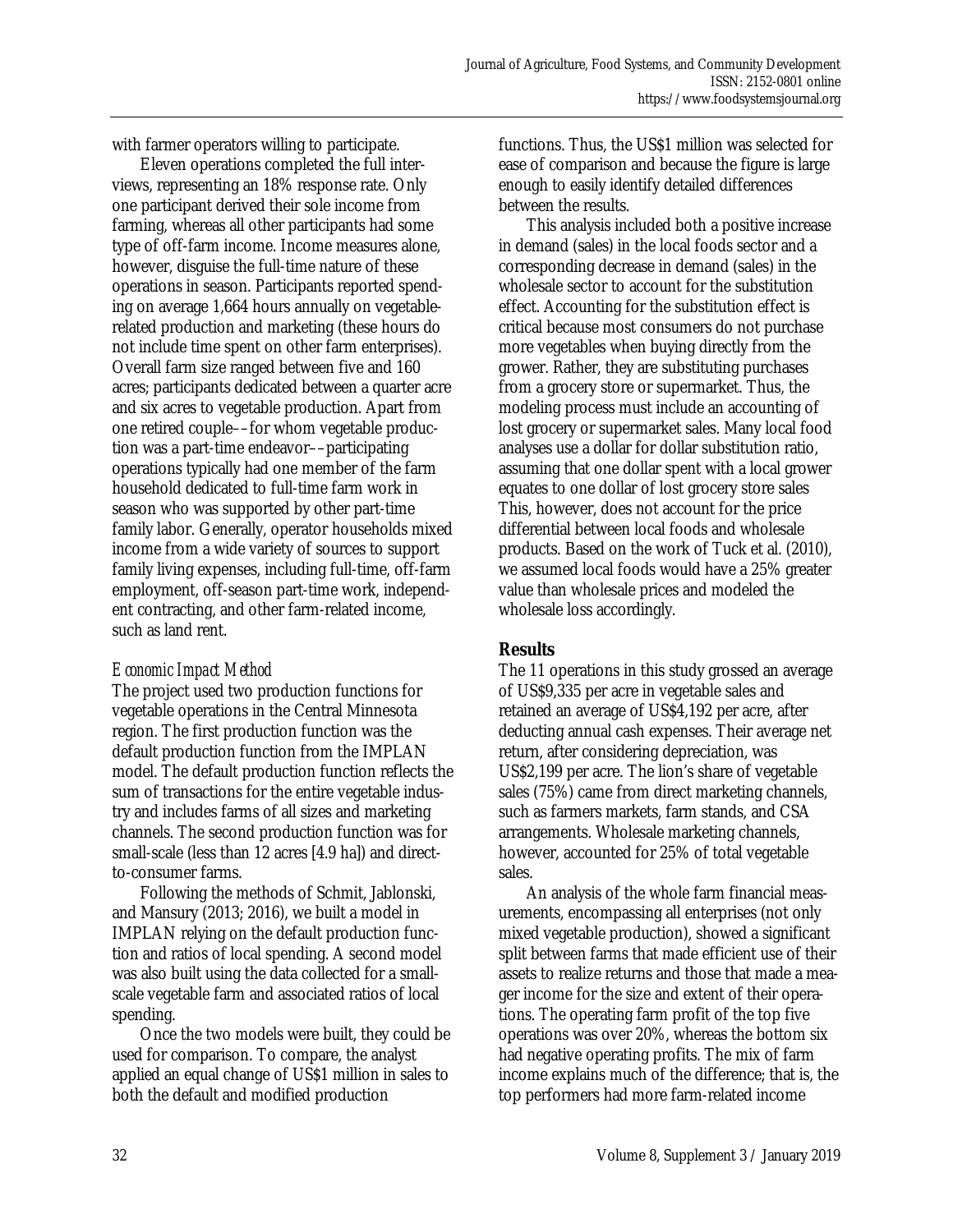with farmer operators willing to participate.

Eleven operations completed the full interviews, representing an 18% response rate. Only one participant derived their sole income from farming, whereas all other participants had some type of off-farm income. Income measures alone, however, disguise the full-time nature of these operations in season. Participants reported spending on average 1,664 hours annually on vegetable-related production and marketing (these hours do not include time spent on other farm enterprises). Overall farm size ranged between five and 160 acres; participants dedicated between a quarter acre and six acres to vegetable production. Apart from one retired couple––for whom vegetable production was a part-time endeavor––participating operations typically had one member of the farm household dedicated to full-time farm work in season who was supported by other part-time family labor. Generally, operator households mixed income from a wide variety of sources to support family living expenses, including full-time, off-farm employment, off-season part-time work, independent contracting, and other farm-related income, such as land rent.

### *Economic Impact Method*

The project used two production functions for vegetable operations in the Central Minnesota region. The first production function was the default production function from the IMPLAN model. The default production function reflects the sum of transactions for the entire vegetable industry and includes farms of all sizes and marketing channels. The second production function was for small-scale (less than 12 acres [4.9 ha]) and direct-to-consumer farms.

Following the methods of Schmit, Jablonski, and Mansury (2013; 2016), we built a model in IMPLAN relying on the default production function and ratios of local spending. A second model was also built using the data collected for a small-scale vegetable farm and associated ratios of local spending.

Once the two models were built, they could be used for comparison. To compare, the analyst applied an equal change of US$1 million in sales to both the default and modified production functions. Thus, the US$1 million was selected for ease of comparison and because the figure is large enough to easily identify detailed differences between the results.

This analysis included both a positive increase in demand (sales) in the local foods sector and a corresponding decrease in demand (sales) in the wholesale sector to account for the substitution effect. Accounting for the substitution effect is critical because most consumers do not purchase more vegetables when buying directly from the grower. Rather, they are substituting purchases from a grocery store or supermarket. Thus, the modeling process must include an accounting of lost grocery or supermarket sales. Many local food analyses use a dollar for dollar substitution ratio, assuming that one dollar spent with a local grower equates to one dollar of lost grocery store sales This, however, does not account for the price differential between local foods and wholesale products. Based on the work of Tuck et al. (2010), we assumed local foods would have a 25% greater value than wholesale prices and modeled the wholesale loss accordingly.

## **Results**

The 11 operations in this study grossed an average of US$9,335 per acre in vegetable sales and retained an average of US$4,192 per acre, after deducting annual cash expenses. Their average net return, after considering depreciation, was US$2,199 per acre. The lion's share of vegetable sales (75%) came from direct marketing channels, such as farmers markets, farm stands, and CSA arrangements. Wholesale marketing channels, however, accounted for 25% of total vegetable sales.

An analysis of the whole farm financial measurements, encompassing all enterprises (not only mixed vegetable production), showed a significant split between farms that made efficient use of their assets to realize returns and those that made a meager income for the size and extent of their operations. The operating farm profit of the top five operations was over 20%, whereas the bottom six had negative operating profits. The mix of farm income explains much of the difference; that is, the top performers had more farm-related income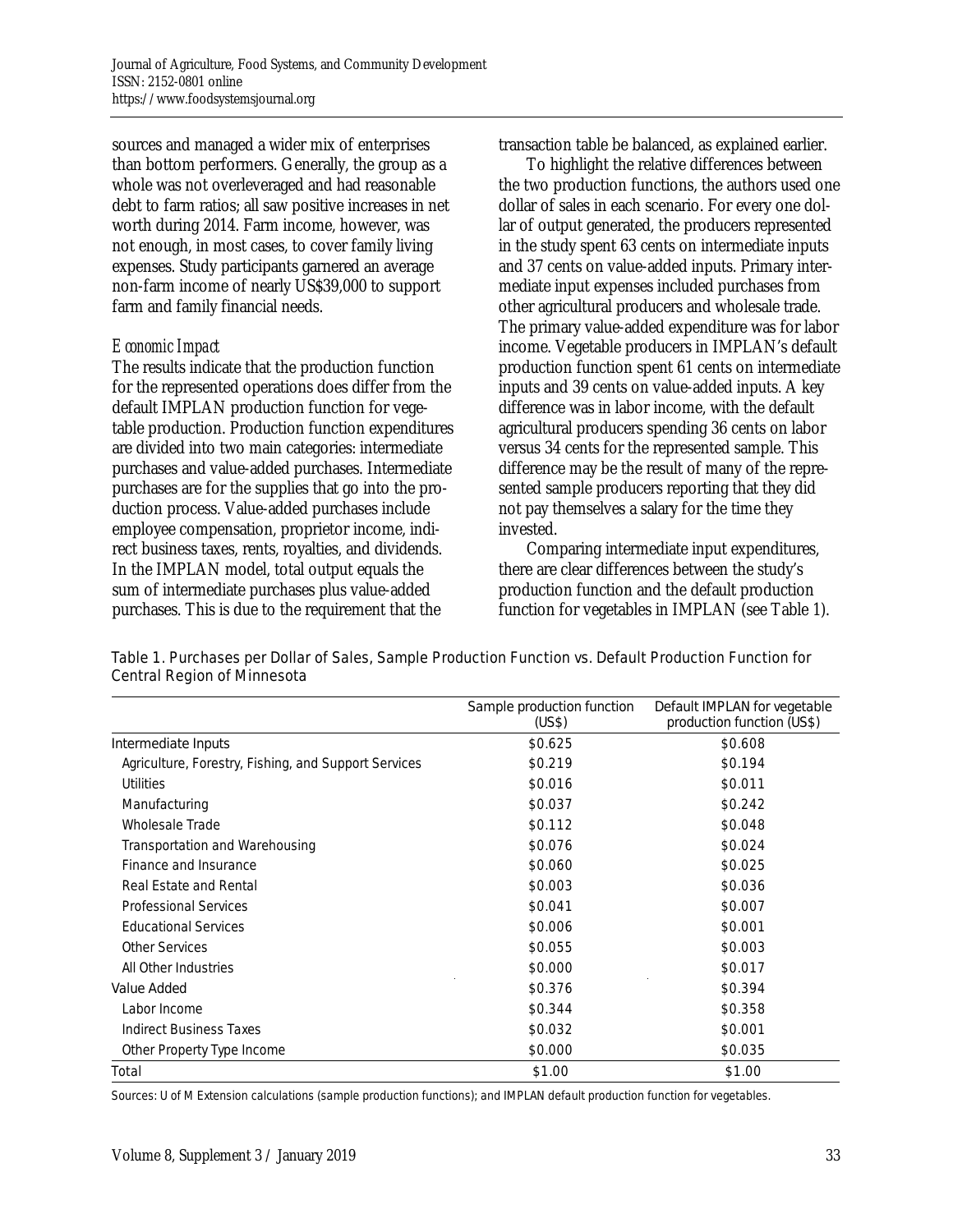sources and managed a wider mix of enterprises than bottom performers. Generally, the group as a whole was not overleveraged and had reasonable debt to farm ratios; all saw positive increases in net worth during 2014. Farm income, however, was not enough, in most cases, to cover family living expenses. Study participants garnered an average non-farm income of nearly US$39,000 to support farm and family financial needs.

### *Economic Impact*

The results indicate that the production function for the represented operations does differ from the default IMPLAN production function for vegetable production. Production function expenditures are divided into two main categories: intermediate purchases and value-added purchases. Intermediate purchases are for the supplies that go into the production process. Value-added purchases include employee compensation, proprietor income, indirect business taxes, rents, royalties, and dividends. In the IMPLAN model, total output equals the sum of intermediate purchases plus value-added purchases. This is due to the requirement that the transaction table be balanced, as explained earlier.

To highlight the relative differences between the two production functions, the authors used one dollar of sales in each scenario. For every one dollar of output generated, the producers represented in the study spent 63 cents on intermediate inputs and 37 cents on value-added inputs. Primary intermediate input expenses included purchases from other agricultural producers and wholesale trade. The primary value-added expenditure was for labor income. Vegetable producers in IMPLAN's default production function spent 61 cents on intermediate inputs and 39 cents on value-added inputs. A key difference was in labor income, with the default agricultural producers spending 36 cents on labor versus 34 cents for the represented sample. This difference may be the result of many of the represented sample producers reporting that they did not pay themselves a salary for the time they invested.

Comparing intermediate input expenditures, there are clear differences between the study's production function and the default production function for vegetables in IMPLAN (see Table 1).

Table 1. Purchases per Dollar of Sales, Sample Production Function vs. Default Production Function for Central Region of Minnesota

| | Sample production function (US$) | Default IMPLAN for vegetable production function (US$) |
|---|---|---|
| Intermediate Inputs | $0.625 | $0.608 |
| Agriculture, Forestry, Fishing, and Support Services | $0.219 | $0.194 |
| Utilities | $0.016 | $0.011 |
| Manufacturing | $0.037 | $0.242 |
| Wholesale Trade | $0.112 | $0.048 |
| Transportation and Warehousing | $0.076 | $0.024 |
| Finance and Insurance | $0.060 | $0.025 |
| Real Estate and Rental | $0.003 | $0.036 |
| Professional Services | $0.041 | $0.007 |
| Educational Services | $0.006 | $0.001 |
| Other Services | $0.055 | $0.003 |
| All Other Industries | $0.000 | $0.017 |
| Value Added | $0.376 | $0.394 |
| Labor Income | $0.344 | $0.358 |
| Indirect Business Taxes | $0.032 | $0.001 |
| Other Property Type Income | $0.000 | $0.035 |
| Total | $1.00 | $1.00 |

Sources: U of M Extension calculations (sample production functions); and IMPLAN default production function for vegetables.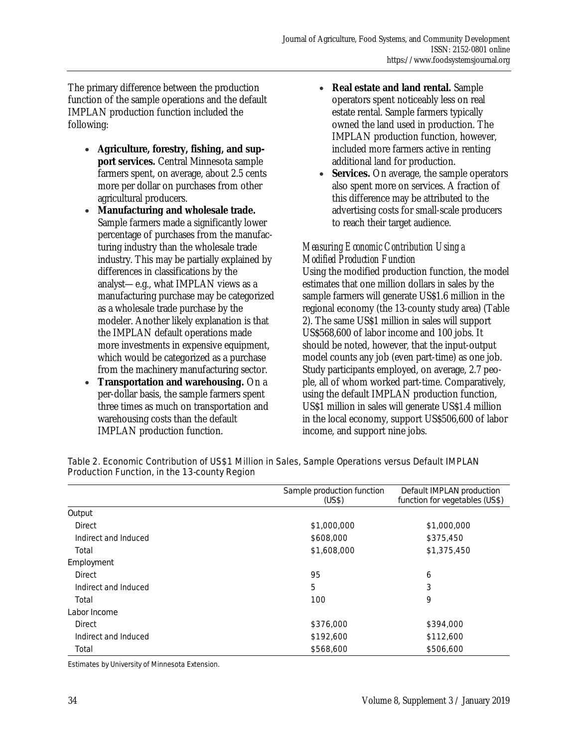The primary difference between the production function of the sample operations and the default IMPLAN production function included the following:

- **Agriculture, forestry, fishing, and support services.** Central Minnesota sample farmers spent, on average, about 2.5 cents more per dollar on purchases from other agricultural producers.
- **Manufacturing and wholesale trade.** Sample farmers made a significantly lower percentage of purchases from the manufacturing industry than the wholesale trade industry. This may be partially explained by differences in classifications by the analyst—e.g., what IMPLAN views as a manufacturing purchase may be categorized as a wholesale trade purchase by the modeler. Another likely explanation is that the IMPLAN default operations made more investments in expensive equipment, which would be categorized as a purchase from the machinery manufacturing sector.
- **Transportation and warehousing.** On a per-dollar basis, the sample farmers spent three times as much on transportation and warehousing costs than the default IMPLAN production function.
- **Real estate and land rental.** Sample operators spent noticeably less on real estate rental. Sample farmers typically owned the land used in production. The IMPLAN production function, however, included more farmers active in renting additional land for production.
- **Services.** On average, the sample operators also spent more on services. A fraction of this difference may be attributed to the advertising costs for small-scale producers to reach their target audience.

*Measuring Economic Contribution Using a Modified Production Function*

Using the modified production function, the model estimates that one million dollars in sales by the sample farmers will generate US$1.6 million in the regional economy (the 13-county study area) (Table 2). The same US$1 million in sales will support US$568,600 of labor income and 100 jobs. It should be noted, however, that the input-output model counts any job (even part-time) as one job. Study participants employed, on average, 2.7 people, all of whom worked part-time. Comparatively, using the default IMPLAN production function, US$1 million in sales will generate US$1.4 million in the local economy, support US$506,600 of labor income, and support nine jobs.

Table 2. Economic Contribution of US$1 Million in Sales, Sample Operations versus Default IMPLAN Production Function, in the 13-county Region

| | Sample production function (US$) | Default IMPLAN production function for vegetables (US$) |
|---|---|---|
| Output | | |
| Direct | $1,000,000 | $1,000,000 |
| Indirect and Induced | $608,000 | $375,450 |
| Total | $1,608,000 | $1,375,450 |
| Employment | | |
| Direct | 95 | 6 |
| Indirect and Induced | 5 | 3 |
| Total | 100 | 9 |
| Labor Income | | |
| Direct | $376,000 | $394,000 |
| Indirect and Induced | $192,600 | $112,600 |
| Total | $568,600 | $506,600 |

Estimates by University of Minnesota Extension.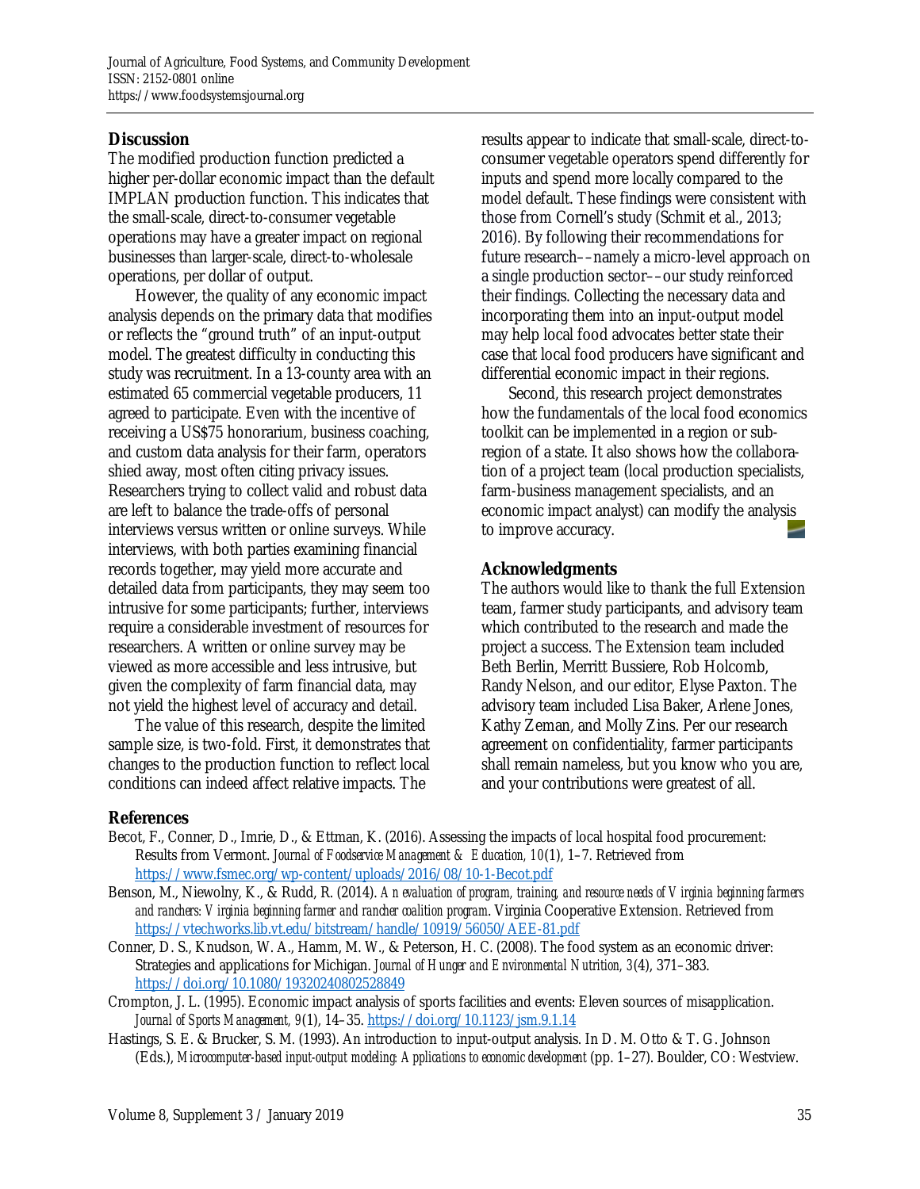## Discussion

The modified production function predicted a higher per-dollar economic impact than the default IMPLAN production function. This indicates that the small-scale, direct-to-consumer vegetable operations may have a greater impact on regional businesses than larger-scale, direct-to-wholesale operations, per dollar of output.

However, the quality of any economic impact analysis depends on the primary data that modifies or reflects the "ground truth" of an input-output model. The greatest difficulty in conducting this study was recruitment. In a 13-county area with an estimated 65 commercial vegetable producers, 11 agreed to participate. Even with the incentive of receiving a US$75 honorarium, business coaching, and custom data analysis for their farm, operators shied away, most often citing privacy issues. Researchers trying to collect valid and robust data are left to balance the trade-offs of personal interviews versus written or online surveys. While interviews, with both parties examining financial records together, may yield more accurate and detailed data from participants, they may seem too intrusive for some participants; further, interviews require a considerable investment of resources for researchers. A written or online survey may be viewed as more accessible and less intrusive, but given the complexity of farm financial data, may not yield the highest level of accuracy and detail.

The value of this research, despite the limited sample size, is two-fold. First, it demonstrates that changes to the production function to reflect local conditions can indeed affect relative impacts. The results appear to indicate that small-scale, direct-to-consumer vegetable operators spend differently for inputs and spend more locally compared to the model default. These findings were consistent with those from Cornell's study (Schmit et al., 2013; 2016). By following their recommendations for future research––namely a micro-level approach on a single production sector––our study reinforced their findings. Collecting the necessary data and incorporating them into an input-output model may help local food advocates better state their case that local food producers have significant and differential economic impact in their regions.

Second, this research project demonstrates how the fundamentals of the local food economics toolkit can be implemented in a region or sub-region of a state. It also shows how the collaboration of a project team (local production specialists, farm-business management specialists, and an economic impact analyst) can modify the analysis to improve accuracy.

## Acknowledgments

The authors would like to thank the full Extension team, farmer study participants, and advisory team which contributed to the research and made the project a success. The Extension team included Beth Berlin, Merritt Bussiere, Rob Holcomb, Randy Nelson, and our editor, Elyse Paxton. The advisory team included Lisa Baker, Arlene Jones, Kathy Zeman, and Molly Zins. Per our research agreement on confidentiality, farmer participants shall remain nameless, but you know who you are, and your contributions were greatest of all.

## References

Becot, F., Conner, D., Imrie, D., & Ettman, K. (2016). Assessing the impacts of local hospital food procurement: Results from Vermont. *Journal of Foodservice Management & Education, 10*(1), 1–7. Retrieved from https://www.fsmec.org/wp-content/uploads/2016/08/10-1-Becot.pdf

Benson, M., Niewolny, K., & Rudd, R. (2014). *An evaluation of program, training, and resource needs of Virginia beginning farmers and ranchers: Virginia beginning farmer and rancher coalition program*. Virginia Cooperative Extension. Retrieved from https://vtechworks.lib.vt.edu/bitstream/handle/10919/56050/AEE-81.pdf

Conner, D. S., Knudson, W. A., Hamm, M. W., & Peterson, H. C. (2008). The food system as an economic driver: Strategies and applications for Michigan. *Journal of Hunger and Environmental Nutrition, 3*(4), 371–383. https://doi.org/10.1080/19320240802528849

Crompton, J. L. (1995). Economic impact analysis of sports facilities and events: Eleven sources of misapplication. *Journal of Sports Management, 9*(1), 14–35. https://doi.org/10.1123/jsm.9.1.14

Hastings, S. E. & Brucker, S. M. (1993). An introduction to input-output analysis. In D. M. Otto & T. G. Johnson (Eds.), *Microcomputer-based input-output modeling: Applications to economic development* (pp. 1–27). Boulder, CO: Westview.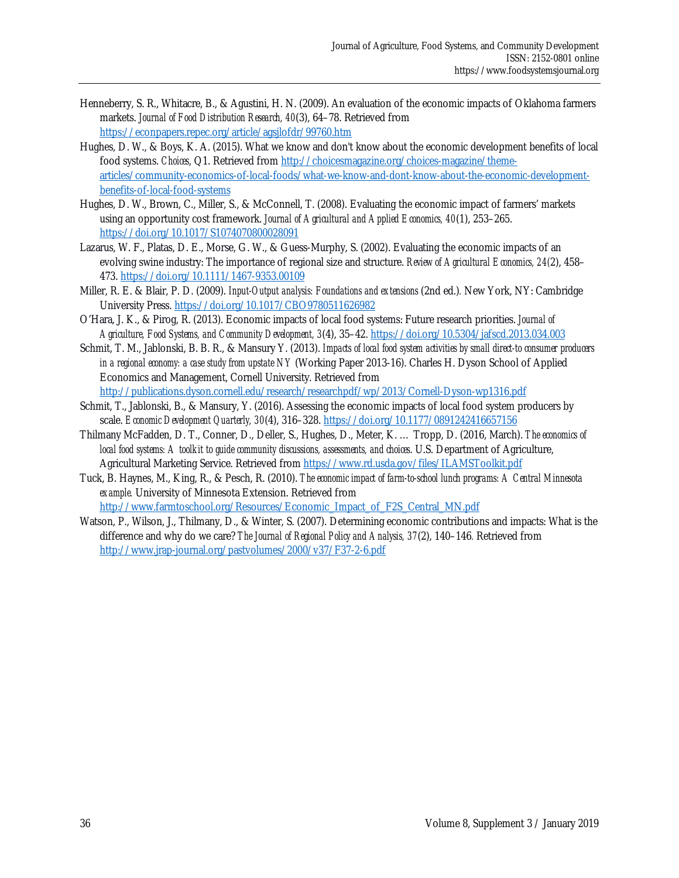Henneberry, S. R., Whitacre, B., & Agustini, H. N. (2009). An evaluation of the economic impacts of Oklahoma farmers markets. *Journal of Food Distribution Research, 40*(3), 64–78. Retrieved from https://econpapers.repec.org/article/agsjlofdr/99760.htm

Hughes, D. W., & Boys, K. A. (2015). What we know and don't know about the economic development benefits of local food systems. *Choices*, Q1. Retrieved from http://choicesmagazine.org/choices-magazine/theme-articles/community-economics-of-local-foods/what-we-know-and-dont-know-about-the-economic-development-benefits-of-local-food-systems

Hughes, D. W., Brown, C., Miller, S., & McConnell, T. (2008). Evaluating the economic impact of farmers' markets using an opportunity cost framework. *Journal of Agricultural and Applied Economics, 40*(1), 253–265. https://doi.org/10.1017/S1074070800028091

Lazarus, W. F., Platas, D. E., Morse, G. W., & Guess-Murphy, S. (2002). Evaluating the economic impacts of an evolving swine industry: The importance of regional size and structure. *Review of Agricultural Economics, 24*(2), 458–473. https://doi.org/10.1111/1467-9353.00109

Miller, R. E. & Blair, P. D. (2009). *Input-Output analysis: Foundations and extensions* (2nd ed.). New York, NY: Cambridge University Press. https://doi.org/10.1017/CBO9780511626982

O'Hara, J. K., & Pirog, R. (2013). Economic impacts of local food systems: Future research priorities. *Journal of Agriculture, Food Systems, and Community Development, 3*(4), 35–42. https://doi.org/10.5304/jafscd.2013.034.003

Schmit, T. M., Jablonski, B. B. R., & Mansury Y. (2013). *Impacts of local food system activities by small direct-to consumer producers in a regional economy: a case study from upstate NY* (Working Paper 2013-16). Charles H. Dyson School of Applied Economics and Management, Cornell University. Retrieved from http://publications.dyson.cornell.edu/research/researchpdf/wp/2013/Cornell-Dyson-wp1316.pdf

Schmit, T., Jablonski, B., & Mansury, Y. (2016). Assessing the economic impacts of local food system producers by scale. *Economic Development Quarterly, 30*(4), 316–328. https://doi.org/10.1177/0891242416657156

Thilmany McFadden, D. T., Conner, D., Deller, S., Hughes, D., Meter, K. … Tropp, D. (2016, March). *The economics of local food systems: A toolkit to guide community discussions, assessments, and choices*. U.S. Department of Agriculture, Agricultural Marketing Service. Retrieved from https://www.rd.usda.gov/files/ILAMSToolkit.pdf

Tuck, B. Haynes, M., King, R., & Pesch, R. (2010). *The economic impact of farm-to-school lunch programs: A Central Minnesota example.* University of Minnesota Extension. Retrieved from http://www.farmtoschool.org/Resources/Economic_Impact_of_F2S_Central_MN.pdf

Watson, P., Wilson, J., Thilmany, D., & Winter, S. (2007). Determining economic contributions and impacts: What is the difference and why do we care? *The Journal of Regional Policy and Analysis, 37*(2), 140–146. Retrieved from http://www.jrap-journal.org/pastvolumes/2000/v37/F37-2-6.pdf